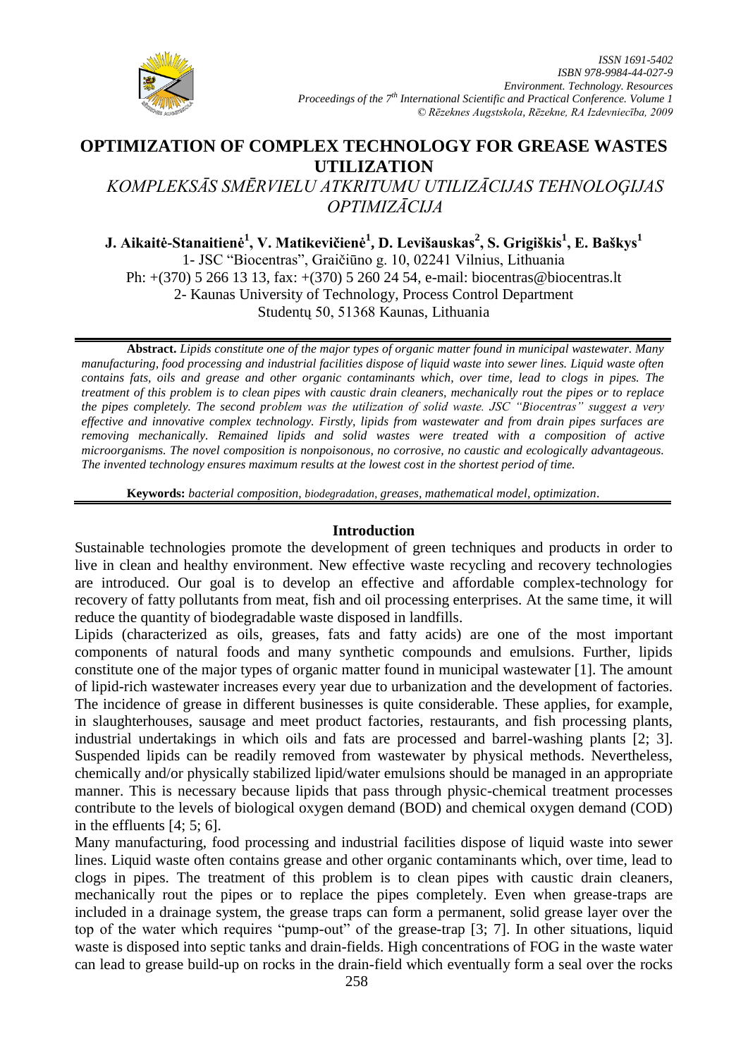# OPTIMIZATION OF COMPLEX TECHNOLOGY FOR GREASE WASTES UTILIZATION

## *KOMPLEKSĀS SMĒRVIELU ATKRITUMU UTILIZĀCIJAS TEHNOLOĢIJAS OPTIMIZĀCIJA*

**J. Aikaitė-Stanaitienė[1], V. Matikevičienė[1], D. Levišauskas[2], S. Grigiškis[1], E. Baškys[1]**

1- JSC "Biocentras", Graičiūno g. 10, 02241 Vilnius, Lithuania
Ph: +(370) 5 266 13 13, fax: +(370) 5 260 24 54, e-mail: biocentras@biocentras.lt
2- Kaunas University of Technology, Process Control Department
Studentų 50, 51368 Kaunas, Lithuania

**Abstract.** *Lipids constitute one of the major types of organic matter found in municipal wastewater. Many manufacturing, food processing and industrial facilities dispose of liquid waste into sewer lines. Liquid waste often contains fats, oils and grease and other organic contaminants which, over time, lead to clogs in pipes. The treatment of this problem is to clean pipes with caustic drain cleaners, mechanically rout the pipes or to replace the pipes completely. The second problem was the utilization of solid waste. JSC "Biocentras" suggest a very effective and innovative complex technology. Firstly, lipids from wastewater and from drain pipes surfaces are removing mechanically. Remained lipids and solid wastes were treated with a composition of active microorganisms. The novel composition is nonpoisonous, no corrosive, no caustic and ecologically advantageous. The invented technology ensures maximum results at the lowest cost in the shortest period of time.*

**Keywords:** *bacterial composition, biodegradation, greases, mathematical model, optimization*.

## Introduction

Sustainable technologies promote the development of green techniques and products in order to live in clean and healthy environment. New effective waste recycling and recovery technologies are introduced. Our goal is to develop an effective and affordable complex-technology for recovery of fatty pollutants from meat, fish and oil processing enterprises. At the same time, it will reduce the quantity of biodegradable waste disposed in landfills.

Lipids (characterized as oils, greases, fats and fatty acids) are one of the most important components of natural foods and many synthetic compounds and emulsions. Further, lipids constitute one of the major types of organic matter found in municipal wastewater [1]. The amount of lipid-rich wastewater increases every year due to urbanization and the development of factories. The incidence of grease in different businesses is quite considerable. These applies, for example, in slaughterhouses, sausage and meet product factories, restaurants, and fish processing plants, industrial undertakings in which oils and fats are processed and barrel-washing plants [2; 3]. Suspended lipids can be readily removed from wastewater by physical methods. Nevertheless, chemically and/or physically stabilized lipid/water emulsions should be managed in an appropriate manner. This is necessary because lipids that pass through physic-chemical treatment processes contribute to the levels of biological oxygen demand (BOD) and chemical oxygen demand (COD) in the effluents [4; 5; 6].

Many manufacturing, food processing and industrial facilities dispose of liquid waste into sewer lines. Liquid waste often contains grease and other organic contaminants which, over time, lead to clogs in pipes. The treatment of this problem is to clean pipes with caustic drain cleaners, mechanically rout the pipes or to replace the pipes completely. Even when grease-traps are included in a drainage system, the grease traps can form a permanent, solid grease layer over the top of the water which requires "pump-out" of the grease-trap [3; 7]. In other situations, liquid waste is disposed into septic tanks and drain-fields. High concentrations of FOG in the waste water can lead to grease build-up on rocks in the drain-field which eventually form a seal over the rocks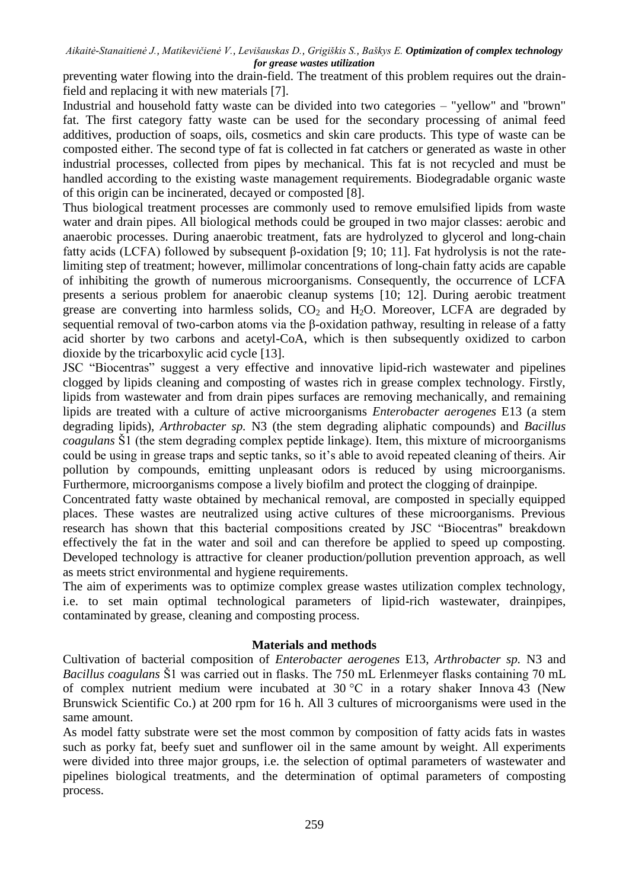preventing water flowing into the drain-field. The treatment of this problem requires out the drain-field and replacing it with new materials [7].

Industrial and household fatty waste can be divided into two categories – "yellow" and "brown" fat. The first category fatty waste can be used for the secondary processing of animal feed additives, production of soaps, oils, cosmetics and skin care products. This type of waste can be composted either. The second type of fat is collected in fat catchers or generated as waste in other industrial processes, collected from pipes by mechanical. This fat is not recycled and must be handled according to the existing waste management requirements. Biodegradable organic waste of this origin can be incinerated, decayed or composted [8].

Thus biological treatment processes are commonly used to remove emulsified lipids from waste water and drain pipes. All biological methods could be grouped in two major classes: aerobic and anaerobic processes. During anaerobic treatment, fats are hydrolyzed to glycerol and long-chain fatty acids (LCFA) followed by subsequent β-oxidation [9; 10; 11]. Fat hydrolysis is not the rate-limiting step of treatment; however, millimolar concentrations of long-chain fatty acids are capable of inhibiting the growth of numerous microorganisms. Consequently, the occurrence of LCFA presents a serious problem for anaerobic cleanup systems [10; 12]. During aerobic treatment grease are converting into harmless solids, $CO_2$ and $H_2O$. Moreover, LCFA are degraded by sequential removal of two-carbon atoms via the β-oxidation pathway, resulting in release of a fatty acid shorter by two carbons and acetyl-CoA, which is then subsequently oxidized to carbon dioxide by the tricarboxylic acid cycle [13].

JSC "Biocentras" suggest a very effective and innovative lipid-rich wastewater and pipelines clogged by lipids cleaning and composting of wastes rich in grease complex technology. Firstly, lipids from wastewater and from drain pipes surfaces are removing mechanically, and remaining lipids are treated with a culture of active microorganisms *Enterobacter aerogenes* E13 (a stem degrading lipids), *Arthrobacter sp.* N3 (the stem degrading aliphatic compounds) and *Bacillus coagulans* Š1 (the stem degrading complex peptide linkage). Item, this mixture of microorganisms could be using in grease traps and septic tanks, so it's able to avoid repeated cleaning of theirs. Air pollution by compounds, emitting unpleasant odors is reduced by using microorganisms. Furthermore, microorganisms compose a lively biofilm and protect the clogging of drainpipe.

Concentrated fatty waste obtained by mechanical removal, are composted in specially equipped places. These wastes are neutralized using active cultures of these microorganisms. Previous research has shown that this bacterial compositions created by JSC "Biocentras" breakdown effectively the fat in the water and soil and can therefore be applied to speed up composting. Developed technology is attractive for cleaner production/pollution prevention approach, as well as meets strict environmental and hygiene requirements.

The aim of experiments was to optimize complex grease wastes utilization complex technology, i.e. to set main optimal technological parameters of lipid-rich wastewater, drainpipes, contaminated by grease, cleaning and composting process.

## Materials and methods

Cultivation of bacterial composition of *Enterobacter aerogenes* E13, *Arthrobacter sp.* N3 and *Bacillus coagulans* Š1 was carried out in flasks. The 750 mL Erlenmeyer flasks containing 70 mL of complex nutrient medium were incubated at 30 °C in a rotary shaker Innova 43 (New Brunswick Scientific Co.) at 200 rpm for 16 h. All 3 cultures of microorganisms were used in the same amount.

As model fatty substrate were set the most common by composition of fatty acids fats in wastes such as porky fat, beefy suet and sunflower oil in the same amount by weight. All experiments were divided into three major groups, i.e. the selection of optimal parameters of wastewater and pipelines biological treatments, and the determination of optimal parameters of composting process.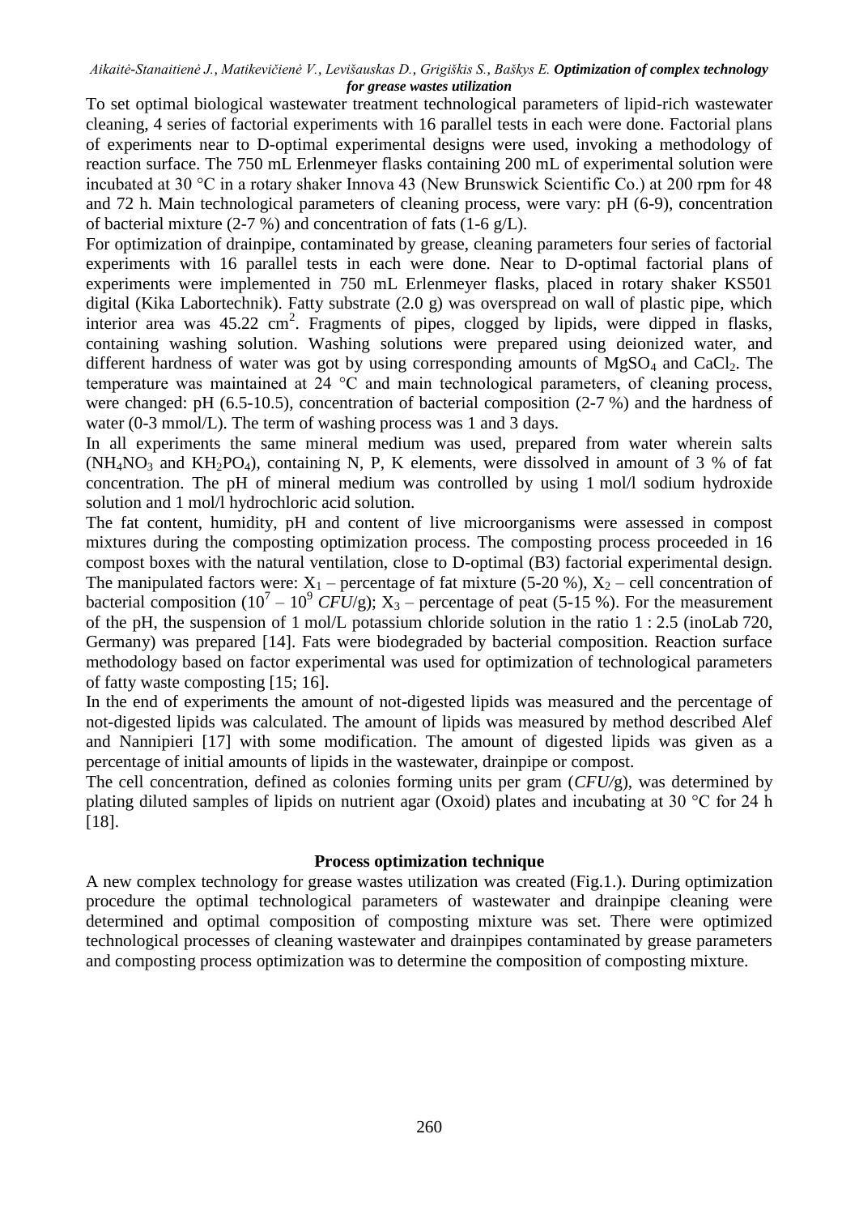To set optimal biological wastewater treatment technological parameters of lipid-rich wastewater cleaning, 4 series of factorial experiments with 16 parallel tests in each were done. Factorial plans of experiments near to D-optimal experimental designs were used, invoking a methodology of reaction surface. The 750 mL Erlenmeyer flasks containing 200 mL of experimental solution were incubated at 30 °C in a rotary shaker Innova 43 (New Brunswick Scientific Co.) at 200 rpm for 48 and 72 h. Main technological parameters of cleaning process, were vary: pH (6-9), concentration of bacterial mixture (2-7 %) and concentration of fats (1-6 g/L).

For optimization of drainpipe, contaminated by grease, cleaning parameters four series of factorial experiments with 16 parallel tests in each were done. Near to D-optimal factorial plans of experiments were implemented in 750 mL Erlenmeyer flasks, placed in rotary shaker KS501 digital (Kika Labortechnik). Fatty substrate (2.0 g) was overspread on wall of plastic pipe, which interior area was 45.22 $cm^2$. Fragments of pipes, clogged by lipids, were dipped in flasks, containing washing solution. Washing solutions were prepared using deionized water, and different hardness of water was got by using corresponding amounts of $MgSO_4$ and $CaCl_2$. The temperature was maintained at 24 °C and main technological parameters, of cleaning process, were changed: pH (6.5-10.5), concentration of bacterial composition (2-7 %) and the hardness of water (0-3 mmol/L). The term of washing process was 1 and 3 days.

In all experiments the same mineral medium was used, prepared from water wherein salts ($NH_4NO_3$ and $KH_2PO_4$), containing N, P, K elements, were dissolved in amount of 3 % of fat concentration. The pH of mineral medium was controlled by using 1 mol/l sodium hydroxide solution and 1 mol/l hydrochloric acid solution.

The fat content, humidity, pH and content of live microorganisms were assessed in compost mixtures during the composting optimization process. The composting process proceeded in 16 compost boxes with the natural ventilation, close to D-optimal (B3) factorial experimental design. The manipulated factors were: $X_1$ – percentage of fat mixture (5-20 %), $X_2$ – cell concentration of bacterial composition ($10^7 - 10^9$ *CFU*/g); $X_3$ – percentage of peat (5-15 %). For the measurement of the pH, the suspension of 1 mol/L potassium chloride solution in the ratio 1 : 2.5 (inoLab 720, Germany) was prepared [14]. Fats were biodegraded by bacterial composition. Reaction surface methodology based on factor experimental was used for optimization of technological parameters of fatty waste composting [15; 16].

In the end of experiments the amount of not-digested lipids was measured and the percentage of not-digested lipids was calculated. The amount of lipids was measured by method described Alef and Nannipieri [17] with some modification. The amount of digested lipids was given as a percentage of initial amounts of lipids in the wastewater, drainpipe or compost.

The cell concentration, defined as colonies forming units per gram (*CFU*/g), was determined by plating diluted samples of lipids on nutrient agar (Oxoid) plates and incubating at 30 °C for 24 h [18].

## Process optimization technique

A new complex technology for grease wastes utilization was created (Fig.1.). During optimization procedure the optimal technological parameters of wastewater and drainpipe cleaning were determined and optimal composition of composting mixture was set. There were optimized technological processes of cleaning wastewater and drainpipes contaminated by grease parameters and composting process optimization was to determine the composition of composting mixture.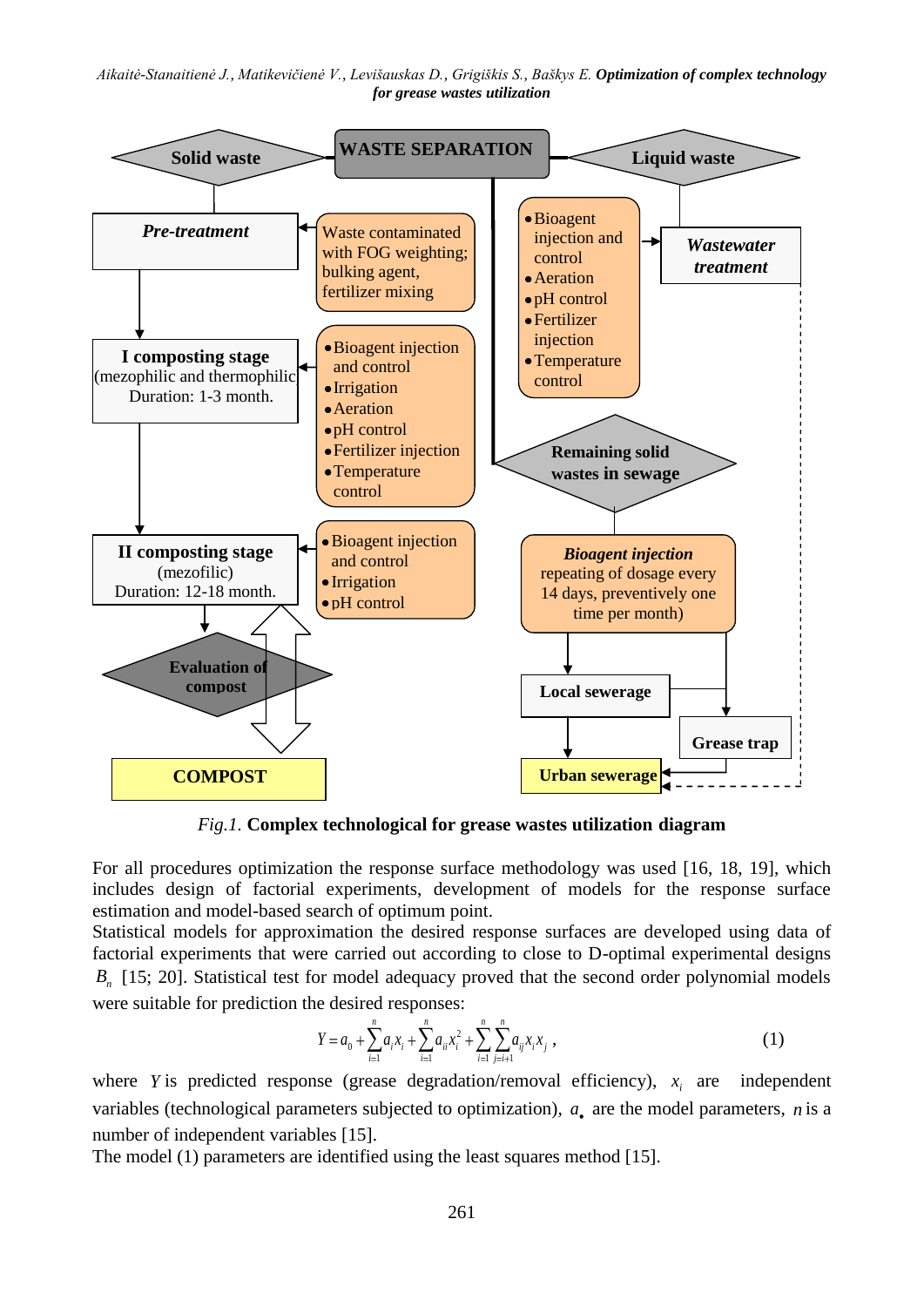WASTE SEPARATION

Solid waste

Liquid waste

*Pre-treatment*

Waste contaminated with FOG weighting; bulking agent, fertilizer mixing

- Bioagent injection and control
- Aeration
- pH control
- Fertilizer injection
- Temperature control

*Wastewater treatment*

**I composting stage** (mezophilic and thermophilic) Duration: 1-3 month.

- Bioagent injection and control
- Irrigation
- Aeration
- pH control
- Fertilizer injection
- Temperature control

Remaining solid wastes in sewage

**II composting stage** (mezofilic) Duration: 12-18 month.

- Bioagent injection and control
- Irrigation
- pH control

***Bioagent injection*** repeating of dosage every 14 days, preventively one time per month)

Evaluation of compost

Local sewerage

Grease trap

COMPOST

Urban sewerage

*Fig.1.* **Complex technological for grease wastes utilization diagram**

For all procedures optimization the response surface methodology was used [16, 18, 19], which includes design of factorial experiments, development of models for the response surface estimation and model-based search of optimum point.

Statistical models for approximation the desired response surfaces are developed using data of factorial experiments that were carried out according to close to D-optimal experimental designs $B_n$ [15; 20]. Statistical test for model adequacy proved that the second order polynomial models were suitable for prediction the desired responses:

$$Y = a_0 + \sum_{i=1}^{n} a_i x_i + \sum_{i=1}^{n} a_{ii} x_i^2 + \sum_{i=1}^{n} \sum_{j=i+1}^{n} a_{ij} x_i x_j \, , \tag{1}$$

where $Y$ is predicted response (grease degradation/removal efficiency), $x_i$ are independent variables (technological parameters subjected to optimization), $a_\bullet$ are the model parameters, $n$ is a number of independent variables [15].

The model (1) parameters are identified using the least squares method [15].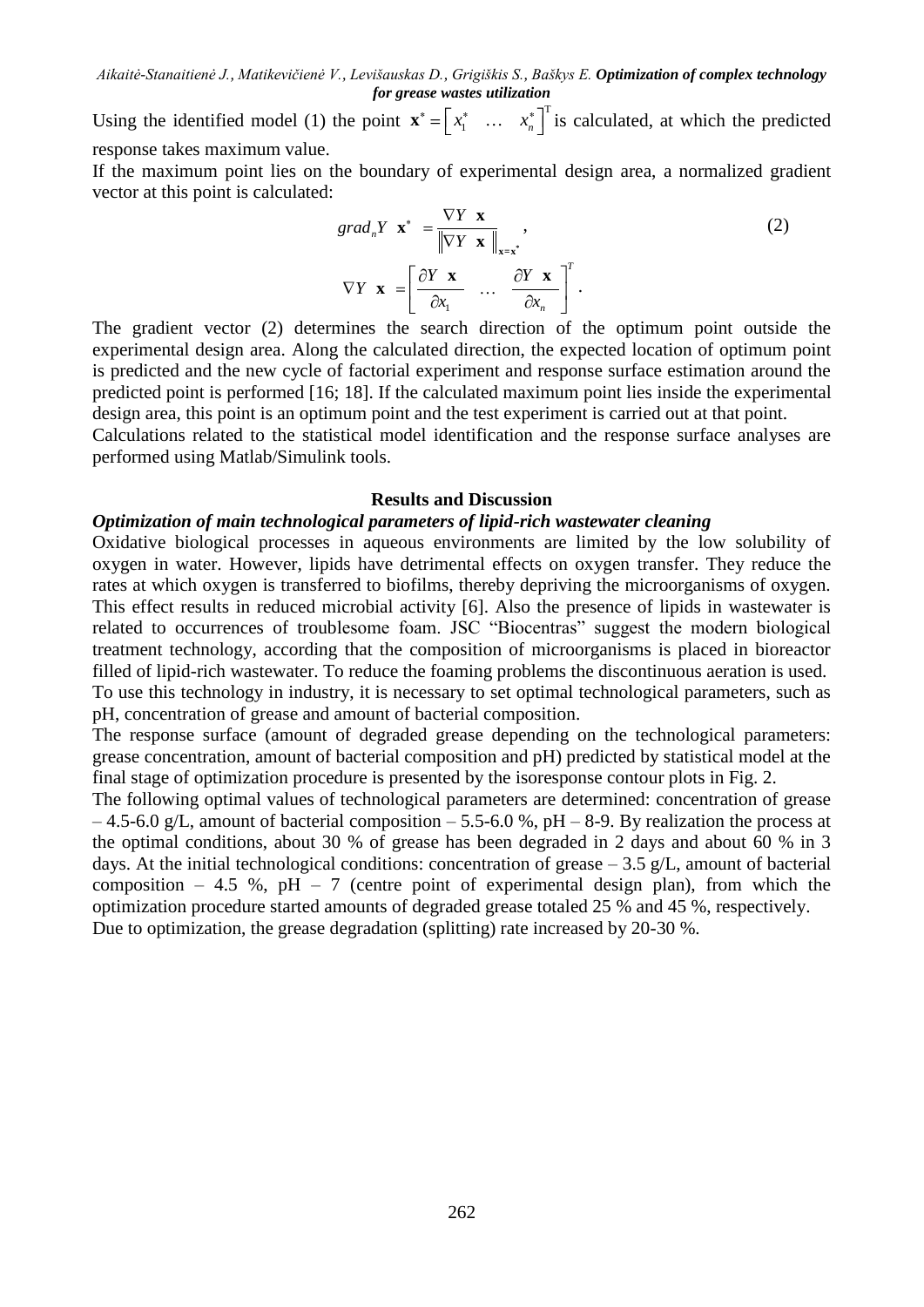Using the identified model (1) the point $\mathbf{x}^* = \left[ x_1^* \quad \dots \quad x_n^* \right]^{\mathrm{T}}$ is calculated, at which the predicted response takes maximum value.

If the maximum point lies on the boundary of experimental design area, a normalized gradient vector at this point is calculated:

$$grad_n Y\left(\mathbf{x}^*\right) = \left.\frac{\nabla Y\left(\mathbf{x}\right)}{\left\|\nabla Y\left(\mathbf{x}\right)\right\|}\right|_{\mathbf{x}=\mathbf{x}^*}, \tag{2}$$

$$\nabla Y\left(\mathbf{x}\right) = \left[ \frac{\partial Y\left(\mathbf{x}\right)}{\partial x_1} \quad \dots \quad \frac{\partial Y\left(\mathbf{x}\right)}{\partial x_n} \right]^T.$$

The gradient vector (2) determines the search direction of the optimum point outside the experimental design area. Along the calculated direction, the expected location of optimum point is predicted and the new cycle of factorial experiment and response surface estimation around the predicted point is performed [16; 18]. If the calculated maximum point lies inside the experimental design area, this point is an optimum point and the test experiment is carried out at that point.

Calculations related to the statistical model identification and the response surface analyses are performed using Matlab/Simulink tools.

## Results and Discussion

### *Optimization of main technological parameters of lipid-rich wastewater cleaning*

Oxidative biological processes in aqueous environments are limited by the low solubility of oxygen in water. However, lipids have detrimental effects on oxygen transfer. They reduce the rates at which oxygen is transferred to biofilms, thereby depriving the microorganisms of oxygen. This effect results in reduced microbial activity [6]. Also the presence of lipids in wastewater is related to occurrences of troublesome foam. JSC "Biocentras" suggest the modern biological treatment technology, according that the composition of microorganisms is placed in bioreactor filled of lipid-rich wastewater. To reduce the foaming problems the discontinuous aeration is used.

To use this technology in industry, it is necessary to set optimal technological parameters, such as pH, concentration of grease and amount of bacterial composition.

The response surface (amount of degraded grease depending on the technological parameters: grease concentration, amount of bacterial composition and pH) predicted by statistical model at the final stage of optimization procedure is presented by the isoresponse contour plots in Fig. 2.

The following optimal values of technological parameters are determined: concentration of grease – 4.5-6.0 g/L, amount of bacterial composition – 5.5-6.0 %, pH – 8-9. By realization the process at the optimal conditions, about 30 % of grease has been degraded in 2 days and about 60 % in 3 days. At the initial technological conditions: concentration of grease – 3.5 g/L, amount of bacterial composition – 4.5 %, pH – 7 (centre point of experimental design plan), from which the optimization procedure started amounts of degraded grease totaled 25 % and 45 %, respectively.

Due to optimization, the grease degradation (splitting) rate increased by 20-30 %.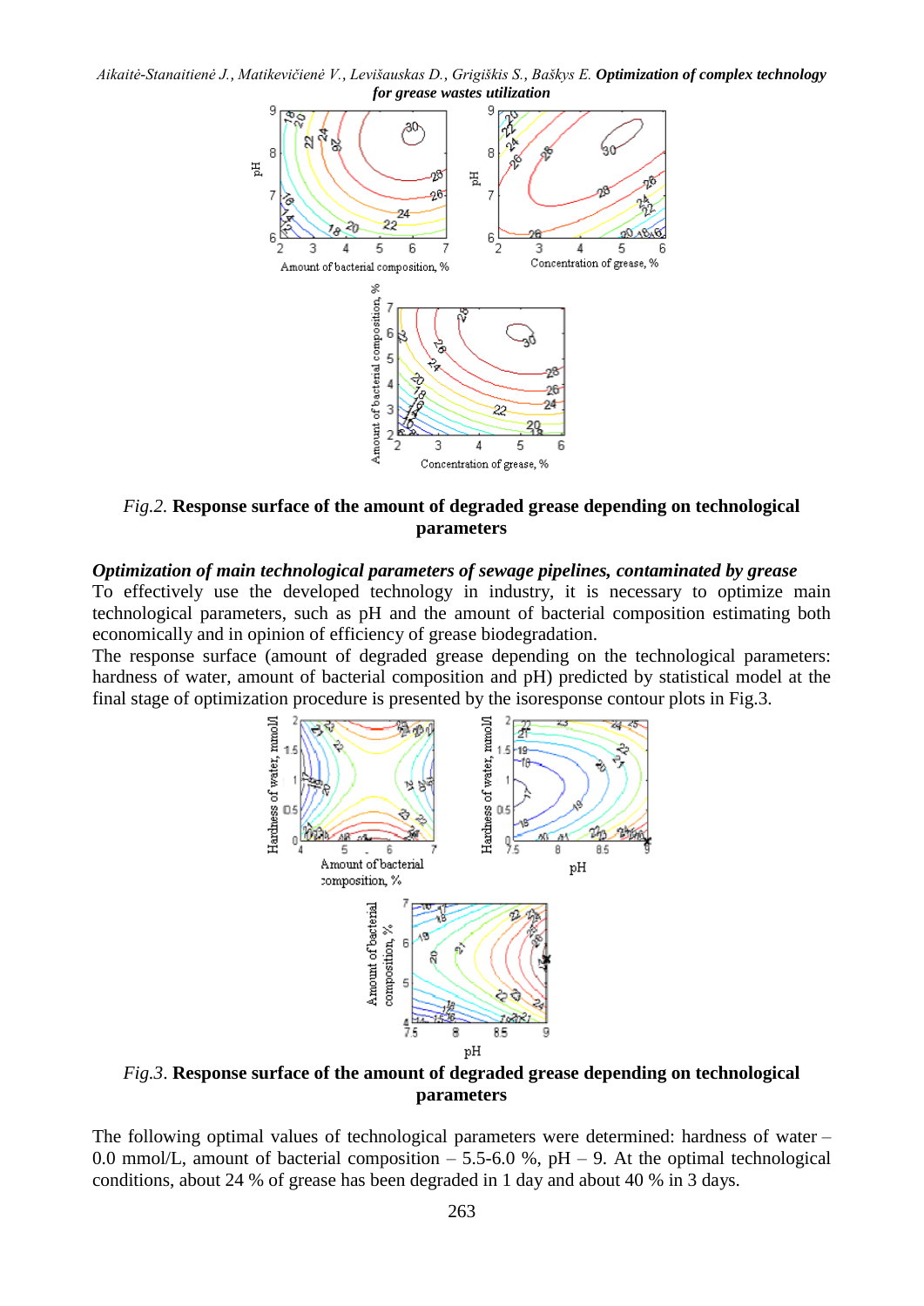*Fig.2.* **Response surface of the amount of degraded grease depending on technological parameters**

***Optimization of main technological parameters of sewage pipelines, contaminated by grease***

To effectively use the developed technology in industry, it is necessary to optimize main technological parameters, such as pH and the amount of bacterial composition estimating both economically and in opinion of efficiency of grease biodegradation.

The response surface (amount of degraded grease depending on the technological parameters: hardness of water, amount of bacterial composition and pH) predicted by statistical model at the final stage of optimization procedure is presented by the isoresponse contour plots in Fig.3.

*Fig.3*. **Response surface of the amount of degraded grease depending on technological parameters**

The following optimal values of technological parameters were determined: hardness of water – 0.0 mmol/L, amount of bacterial composition – 5.5-6.0 %, pH – 9. At the optimal technological conditions, about 24 % of grease has been degraded in 1 day and about 40 % in 3 days.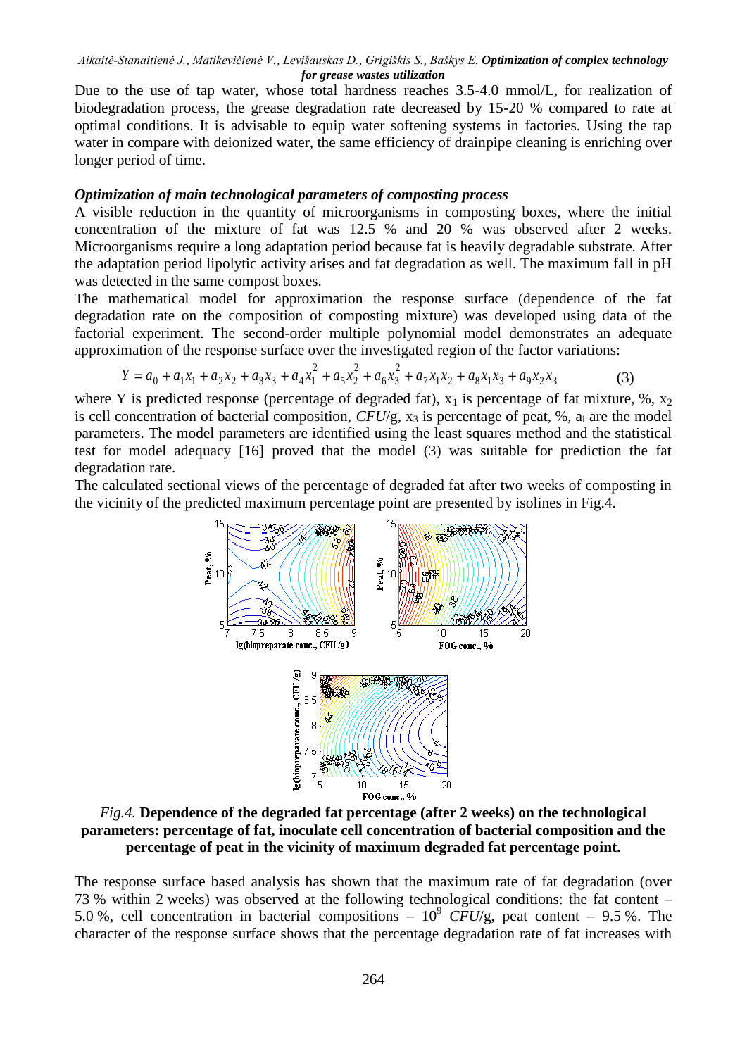Due to the use of tap water, whose total hardness reaches 3.5-4.0 mmol/L, for realization of biodegradation process, the grease degradation rate decreased by 15-20 % compared to rate at optimal conditions. It is advisable to equip water softening systems in factories. Using the tap water in compare with deionized water, the same efficiency of drainpipe cleaning is enriching over longer period of time.

### *Optimization of main technological parameters of composting process*

A visible reduction in the quantity of microorganisms in composting boxes, where the initial concentration of the mixture of fat was 12.5 % and 20 % was observed after 2 weeks. Microorganisms require a long adaptation period because fat is heavily degradable substrate. After the adaptation period lipolytic activity arises and fat degradation as well. The maximum fall in pH was detected in the same compost boxes.

The mathematical model for approximation the response surface (dependence of the fat degradation rate on the composition of composting mixture) was developed using data of the factorial experiment. The second-order multiple polynomial model demonstrates an adequate approximation of the response surface over the investigated region of the factor variations:

$$Y = a_0 + a_1 x_1 + a_2 x_2 + a_3 x_3 + a_4 x_1^2 + a_5 x_2^2 + a_6 x_3^2 + a_7 x_1 x_2 + a_8 x_1 x_3 + a_9 x_2 x_3 \quad (3)$$

where Y is predicted response (percentage of degraded fat), $x_1$ is percentage of fat mixture, %, $x_2$ is cell concentration of bacterial composition, *CFU*/g, $x_3$ is percentage of peat, %, $a_i$ are the model parameters. The model parameters are identified using the least squares method and the statistical test for model adequacy [16] proved that the model (3) was suitable for prediction the fat degradation rate.

The calculated sectional views of the percentage of degraded fat after two weeks of composting in the vicinity of the predicted maximum percentage point are presented by isolines in Fig.4.

*Fig.4.* **Dependence of the degraded fat percentage (after 2 weeks) on the technological parameters: percentage of fat, inoculate cell concentration of bacterial composition and the percentage of peat in the vicinity of maximum degraded fat percentage point.**

The response surface based analysis has shown that the maximum rate of fat degradation (over 73 % within 2 weeks) was observed at the following technological conditions: the fat content – 5.0 %, cell concentration in bacterial compositions – $10^9$ *CFU*/g, peat content – 9.5 %. The character of the response surface shows that the percentage degradation rate of fat increases with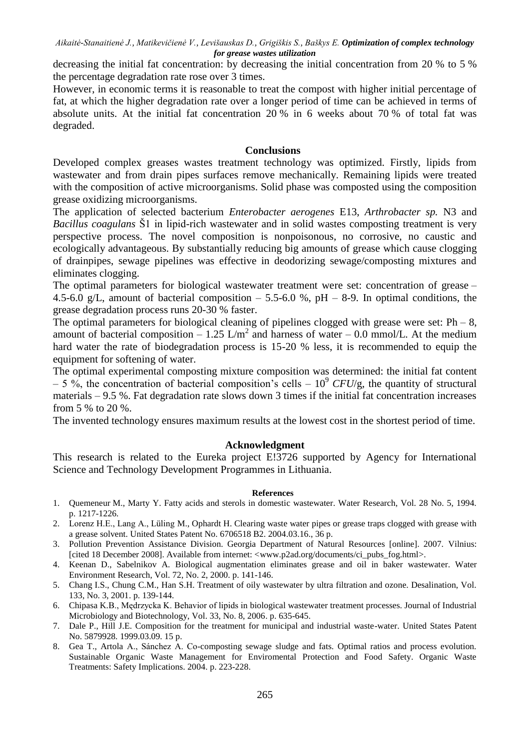decreasing the initial fat concentration: by decreasing the initial concentration from 20 % to 5 % the percentage degradation rate rose over 3 times.

However, in economic terms it is reasonable to treat the compost with higher initial percentage of fat, at which the higher degradation rate over a longer period of time can be achieved in terms of absolute units. At the initial fat concentration 20 % in 6 weeks about 70 % of total fat was degraded.

## Conclusions

Developed complex greases wastes treatment technology was optimized. Firstly, lipids from wastewater and from drain pipes surfaces remove mechanically. Remaining lipids were treated with the composition of active microorganisms. Solid phase was composted using the composition grease oxidizing microorganisms.

The application of selected bacterium *Enterobacter aerogenes* E13, *Arthrobacter sp.* N3 and *Bacillus coagulans* Š1 in lipid-rich wastewater and in solid wastes composting treatment is very perspective process. The novel composition is nonpoisonous, no corrosive, no caustic and ecologically advantageous. By substantially reducing big amounts of grease which cause clogging of drainpipes, sewage pipelines was effective in deodorizing sewage/composting mixtures and eliminates clogging.

The optimal parameters for biological wastewater treatment were set: concentration of grease – 4.5-6.0 g/L, amount of bacterial composition – 5.5-6.0 %, pH – 8-9. In optimal conditions, the grease degradation process runs 20-30 % faster.

The optimal parameters for biological cleaning of pipelines clogged with grease were set: Ph – 8, amount of bacterial composition – 1.25 L/m$^2$ and harness of water – 0.0 mmol/L. At the medium hard water the rate of biodegradation process is 15-20 % less, it is recommended to equip the equipment for softening of water.

The optimal experimental composting mixture composition was determined: the initial fat content – 5 %, the concentration of bacterial composition's cells – $10^9$ *CFU*/g, the quantity of structural materials – 9.5 %. Fat degradation rate slows down 3 times if the initial fat concentration increases from 5 % to 20 %.

The invented technology ensures maximum results at the lowest cost in the shortest period of time.

## Acknowledgment

This research is related to the Eureka project E!3726 supported by Agency for International Science and Technology Development Programmes in Lithuania.

### References

1. Quemeneur M., Marty Y. Fatty acids and sterols in domestic wastewater. Water Research, Vol. 28 No. 5, 1994. p. 1217-1226.
2. Lorenz H.E., Lang A., Lüling M., Ophardt H. Clearing waste water pipes or grease traps clogged with grease with a grease solvent. United States Patent No. 6706518 B2. 2004.03.16., 36 p.
3. Pollution Prevention Assistance Division. Georgia Department of Natural Resources [online]. 2007. Vilnius: [cited 18 December 2008]. Available from internet: <www.p2ad.org/documents/ci_pubs_fog.html>.
4. Keenan D., Sabelnikov A. Biological augmentation eliminates grease and oil in baker wastewater. Water Environment Research, Vol. 72, No. 2, 2000. p. 141-146.
5. Chang I.S., Chung C.M., Han S.H. Treatment of oily wastewater by ultra filtration and ozone. Desalination, Vol. 133, No. 3, 2001. p. 139-144.
6. Chipasa K.B., Mędrzycka K. Behavior of lipids in biological wastewater treatment processes. Journal of Industrial Microbiology and Biotechnology, Vol. 33, No. 8, 2006. p. 635-645.
7. Dale P., Hill J.E. Composition for the treatment for municipal and industrial waste-water. United States Patent No. 5879928. 1999.03.09. 15 p.
8. Gea T., Artola A., Sánchez A. Co-composting sewage sludge and fats. Optimal ratios and process evolution. Sustainable Organic Waste Management for Enviromental Protection and Food Safety. Organic Waste Treatments: Safety Implications. 2004. p. 223-228.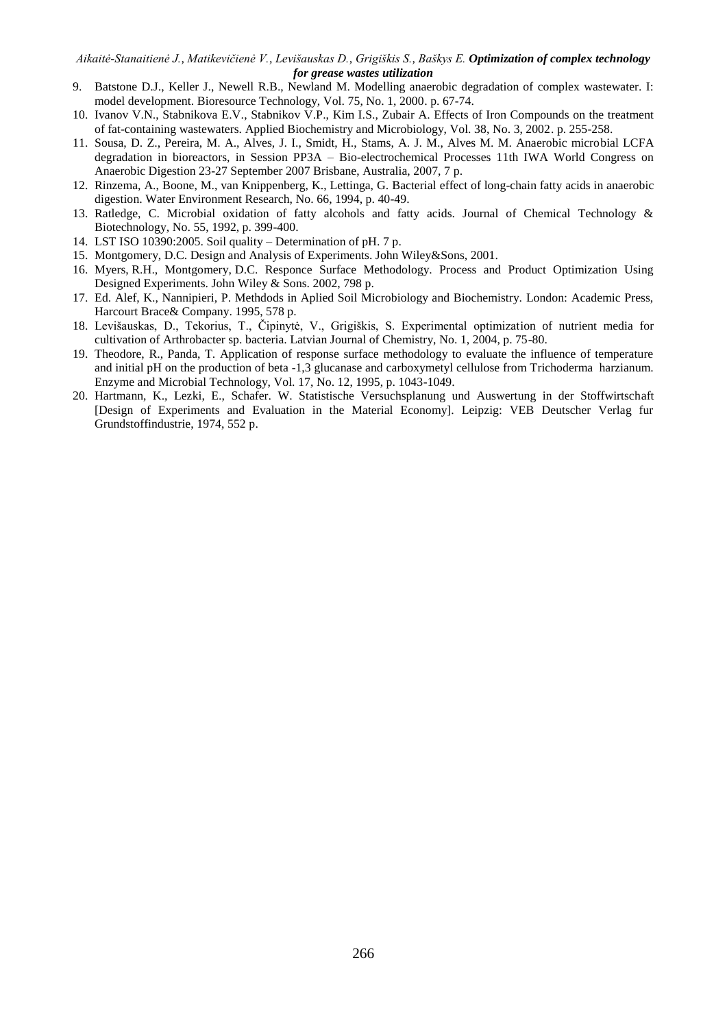9. Batstone D.J., Keller J., Newell R.B., Newland M. Modelling anaerobic degradation of complex wastewater. I: model development. Bioresource Technology, Vol. 75, No. 1, 2000. p. 67-74.
10. Ivanov V.N., Stabnikova E.V., Stabnikov V.P., Kim I.S., Zubair A. Effects of Iron Compounds on the treatment of fat-containing wastewaters. Applied Biochemistry and Microbiology, Vol. 38, No. 3, 2002. p. 255-258.
11. Sousa, D. Z., Pereira, M. A., Alves, J. I., Smidt, H., Stams, A. J. M., Alves M. M. Anaerobic microbial LCFA degradation in bioreactors, in Session PP3A – Bio-electrochemical Processes 11th IWA World Congress on Anaerobic Digestion 23-27 September 2007 Brisbane, Australia, 2007, 7 p.
12. Rinzema, A., Boone, M., van Knippenberg, K., Lettinga, G. Bacterial effect of long-chain fatty acids in anaerobic digestion. Water Environment Research, No. 66, 1994, p. 40-49.
13. Ratledge, C. Microbial oxidation of fatty alcohols and fatty acids. Journal of Chemical Technology & Biotechnology, No. 55, 1992, p. 399-400.
14. LST ISO 10390:2005. Soil quality – Determination of pH. 7 p.
15. Montgomery, D.C. Design and Analysis of Experiments. John Wiley&Sons, 2001.
16. Myers, R.H., Montgomery, D.C. Responce Surface Methodology. Process and Product Optimization Using Designed Experiments. John Wiley & Sons. 2002, 798 p.
17. Ed. Alef, K., Nannipieri, P. Methdods in Aplied Soil Microbiology and Biochemistry. London: Academic Press, Harcourt Brace& Company. 1995, 578 p.
18. Levišauskas, D., Tekorius, T., Čipinytė, V., Grigiškis, S. Experimental optimization of nutrient media for cultivation of Arthrobacter sp. bacteria. Latvian Journal of Chemistry, No. 1, 2004, p. 75-80.
19. Theodore, R., Panda, T. Application of response surface methodology to evaluate the influence of temperature and initial pH on the production of beta -1,3 glucanase and carboxymetyl cellulose from Trichoderma harzianum. Enzyme and Microbial Technology, Vol. 17, No. 12, 1995, p. 1043-1049.
20. Hartmann, K., Lezki, E., Schafer. W. Statistische Versuchsplanung und Auswertung in der Stoffwirtschaft [Design of Experiments and Evaluation in the Material Economy]. Leipzig: VEB Deutscher Verlag fur Grundstoffindustrie, 1974, 552 p.